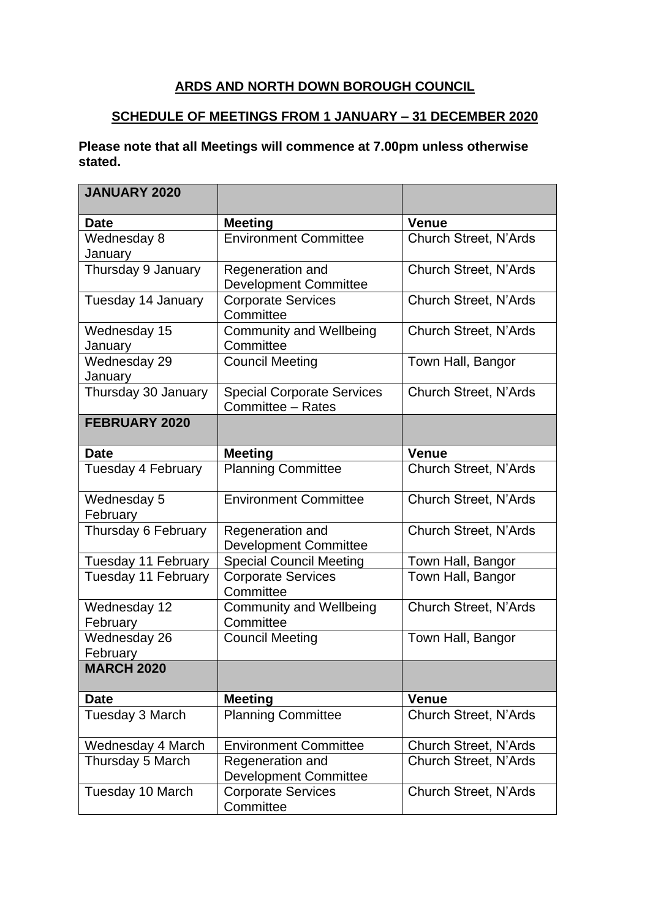**ARDS AND NORTH DOWN BOROUGH COUNCIL**

**SCHEDULE OF MEETINGS FROM 1 JANUARY – 31 DECEMBER 2020**

**Please note that all Meetings will commence at 7.00pm unless otherwise stated.**

| **JANUARY 2020** | | |
|---|---|---|
| **Date** | **Meeting** | **Venue** |
| Wednesday 8 January | Environment Committee | Church Street, N'Ards |
| Thursday 9 January | Regeneration and Development Committee | Church Street, N'Ards |
| Tuesday 14 January | Corporate Services Committee | Church Street, N'Ards |
| Wednesday 15 January | Community and Wellbeing Committee | Church Street, N'Ards |
| Wednesday 29 January | Council Meeting | Town Hall, Bangor |
| Thursday 30 January | Special Corporate Services Committee – Rates | Church Street, N'Ards |
| **FEBRUARY 2020** | | |
| **Date** | **Meeting** | **Venue** |
| Tuesday 4 February | Planning Committee | Church Street, N'Ards |
| Wednesday 5 February | Environment Committee | Church Street, N'Ards |
| Thursday 6 February | Regeneration and Development Committee | Church Street, N'Ards |
| Tuesday 11 February | Special Council Meeting | Town Hall, Bangor |
| Tuesday 11 February | Corporate Services Committee | Town Hall, Bangor |
| Wednesday 12 February | Community and Wellbeing Committee | Church Street, N'Ards |
| Wednesday 26 February | Council Meeting | Town Hall, Bangor |
| **MARCH 2020** | | |
| **Date** | **Meeting** | **Venue** |
| Tuesday 3 March | Planning Committee | Church Street, N'Ards |
| Wednesday 4 March | Environment Committee | Church Street, N'Ards |
| Thursday 5 March | Regeneration and Development Committee | Church Street, N'Ards |
| Tuesday 10 March | Corporate Services Committee | Church Street, N'Ards |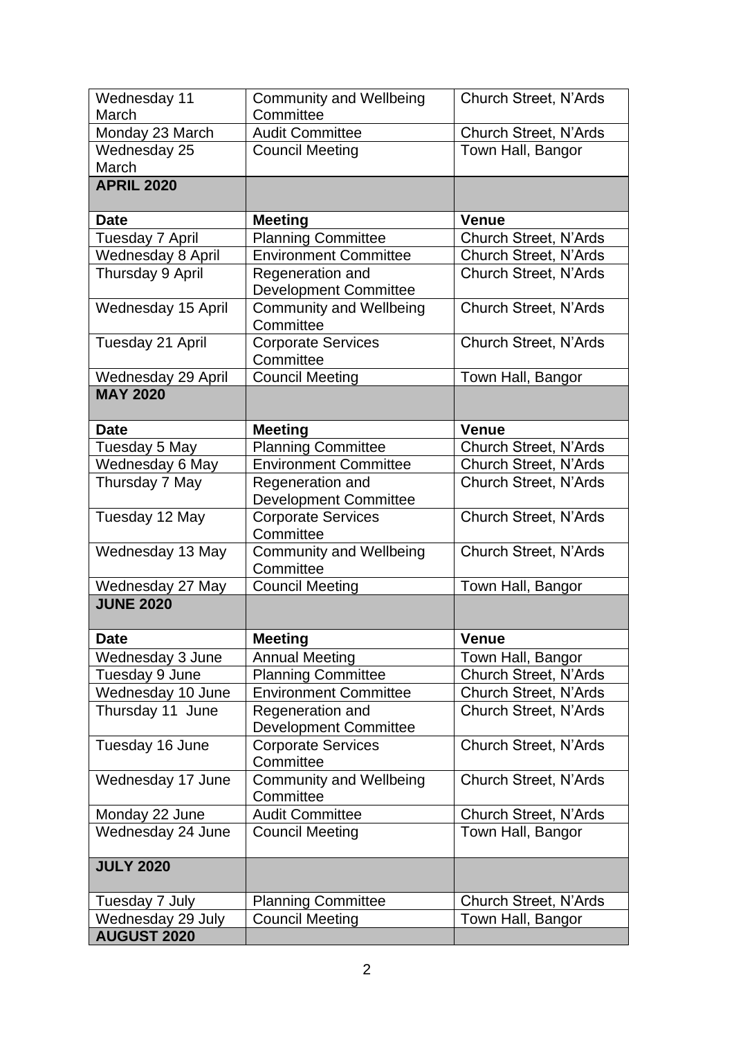| | | |
|---|---|---|
| Wednesday 11 March | Community and Wellbeing Committee | Church Street, N'Ards |
| Monday 23 March | Audit Committee | Church Street, N'Ards |
| Wednesday 25 March | Council Meeting | Town Hall, Bangor |
| **APRIL 2020** | | |
| **Date** | **Meeting** | **Venue** |
| Tuesday 7 April | Planning Committee | Church Street, N'Ards |
| Wednesday 8 April | Environment Committee | Church Street, N'Ards |
| Thursday 9 April | Regeneration and Development Committee | Church Street, N'Ards |
| Wednesday 15 April | Community and Wellbeing Committee | Church Street, N'Ards |
| Tuesday 21 April | Corporate Services Committee | Church Street, N'Ards |
| Wednesday 29 April | Council Meeting | Town Hall, Bangor |
| **MAY 2020** | | |
| **Date** | **Meeting** | **Venue** |
| Tuesday 5 May | Planning Committee | Church Street, N'Ards |
| Wednesday 6 May | Environment Committee | Church Street, N'Ards |
| Thursday 7 May | Regeneration and Development Committee | Church Street, N'Ards |
| Tuesday 12 May | Corporate Services Committee | Church Street, N'Ards |
| Wednesday 13 May | Community and Wellbeing Committee | Church Street, N'Ards |
| Wednesday 27 May | Council Meeting | Town Hall, Bangor |
| **JUNE 2020** | | |
| **Date** | **Meeting** | **Venue** |
| Wednesday 3 June | Annual Meeting | Town Hall, Bangor |
| Tuesday 9 June | Planning Committee | Church Street, N'Ards |
| Wednesday 10 June | Environment Committee | Church Street, N'Ards |
| Thursday 11 June | Regeneration and Development Committee | Church Street, N'Ards |
| Tuesday 16 June | Corporate Services Committee | Church Street, N'Ards |
| Wednesday 17 June | Community and Wellbeing Committee | Church Street, N'Ards |
| Monday 22 June | Audit Committee | Church Street, N'Ards |
| Wednesday 24 June | Council Meeting | Town Hall, Bangor |
| **JULY 2020** | | |
| Tuesday 7 July | Planning Committee | Church Street, N'Ards |
| Wednesday 29 July | Council Meeting | Town Hall, Bangor |
| **AUGUST 2020** | | |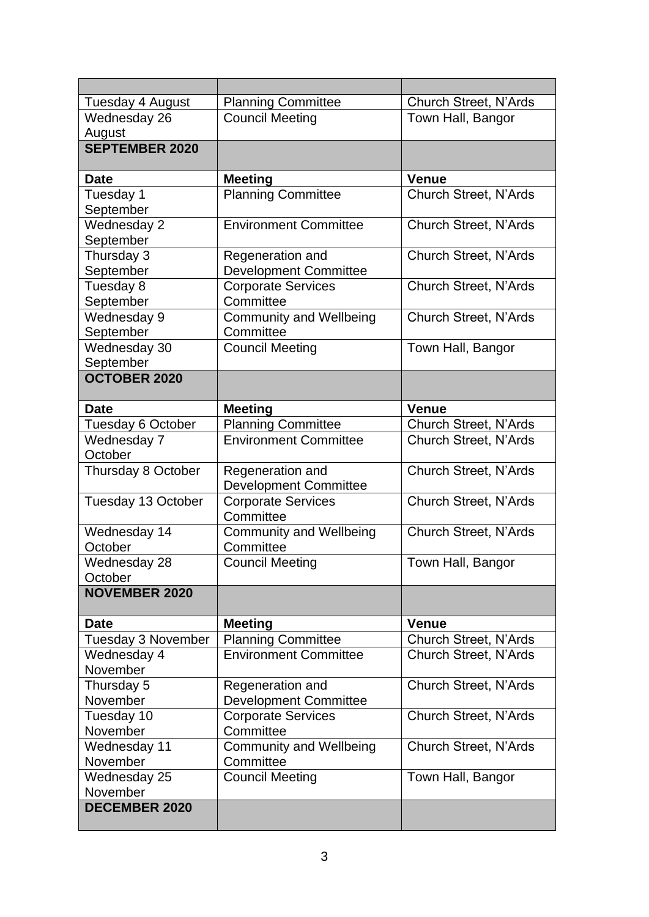| | | |
|---|---|---|
| Tuesday 4 August | Planning Committee | Church Street, N'Ards |
| Wednesday 26 August | Council Meeting | Town Hall, Bangor |
| **SEPTEMBER 2020** | | |
| **Date** | **Meeting** | **Venue** |
| Tuesday 1 September | Planning Committee | Church Street, N'Ards |
| Wednesday 2 September | Environment Committee | Church Street, N'Ards |
| Thursday 3 September | Regeneration and Development Committee | Church Street, N'Ards |
| Tuesday 8 September | Corporate Services Committee | Church Street, N'Ards |
| Wednesday 9 September | Community and Wellbeing Committee | Church Street, N'Ards |
| Wednesday 30 September | Council Meeting | Town Hall, Bangor |
| **OCTOBER 2020** | | |
| **Date** | **Meeting** | **Venue** |
| Tuesday 6 October | Planning Committee | Church Street, N'Ards |
| Wednesday 7 October | Environment Committee | Church Street, N'Ards |
| Thursday 8 October | Regeneration and Development Committee | Church Street, N'Ards |
| Tuesday 13 October | Corporate Services Committee | Church Street, N'Ards |
| Wednesday 14 October | Community and Wellbeing Committee | Church Street, N'Ards |
| Wednesday 28 October | Council Meeting | Town Hall, Bangor |
| **NOVEMBER 2020** | | |
| **Date** | **Meeting** | **Venue** |
| Tuesday 3 November | Planning Committee | Church Street, N'Ards |
| Wednesday 4 November | Environment Committee | Church Street, N'Ards |
| Thursday 5 November | Regeneration and Development Committee | Church Street, N'Ards |
| Tuesday 10 November | Corporate Services Committee | Church Street, N'Ards |
| Wednesday 11 November | Community and Wellbeing Committee | Church Street, N'Ards |
| Wednesday 25 November | Council Meeting | Town Hall, Bangor |
| **DECEMBER 2020** | | |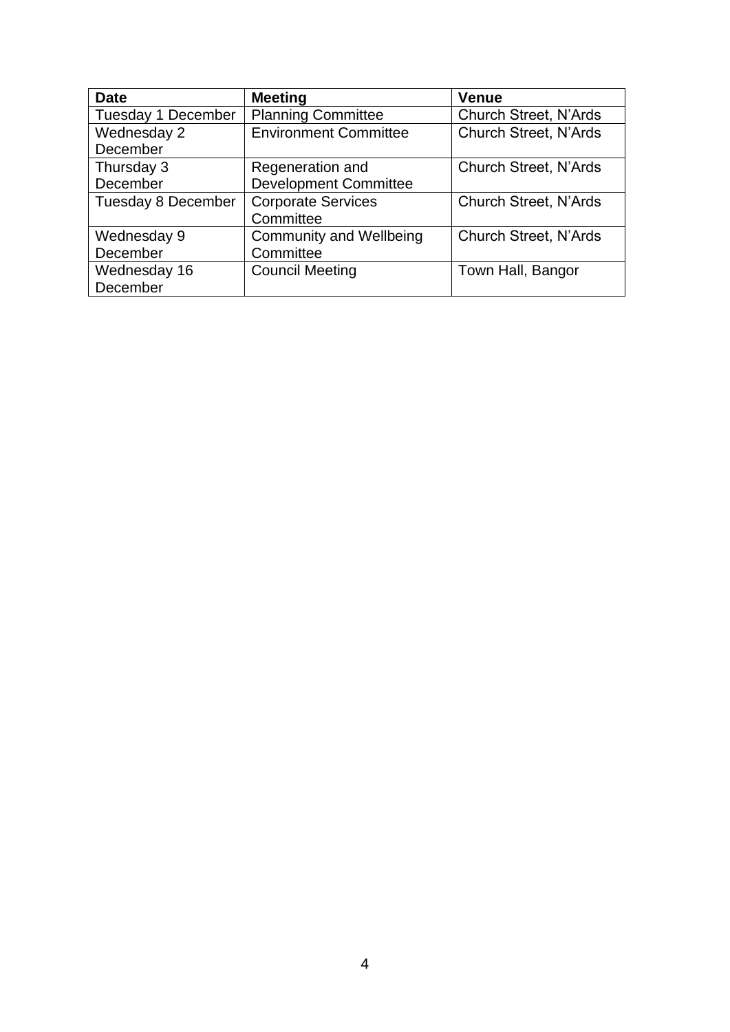| Date | Meeting | Venue |
| --- | --- | --- |
| Tuesday 1 December | Planning Committee | Church Street, N'Ards |
| Wednesday 2 December | Environment Committee | Church Street, N'Ards |
| Thursday 3 December | Regeneration and Development Committee | Church Street, N'Ards |
| Tuesday 8 December | Corporate Services Committee | Church Street, N'Ards |
| Wednesday 9 December | Community and Wellbeing Committee | Church Street, N'Ards |
| Wednesday 16 December | Council Meeting | Town Hall, Bangor |